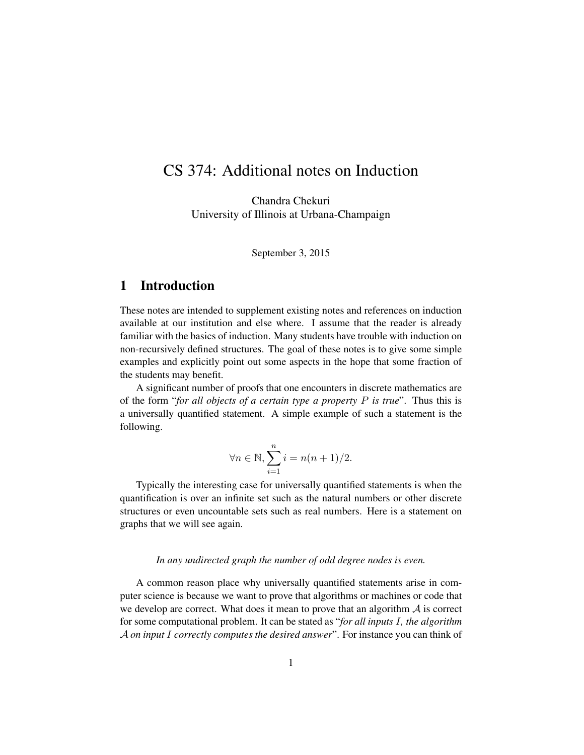# CS 374: Additional notes on Induction

Chandra Chekuri
University of Illinois at Urbana-Champaign

September 3, 2015

## 1 Introduction

These notes are intended to supplement existing notes and references on induction available at our institution and else where. I assume that the reader is already familiar with the basics of induction. Many students have trouble with induction on non-recursively defined structures. The goal of these notes is to give some simple examples and explicitly point out some aspects in the hope that some fraction of the students may benefit.

A significant number of proofs that one encounters in discrete mathematics are of the form "*for all objects of a certain type a property $P$ is true*". Thus this is a universally quantified statement. A simple example of such a statement is the following.

$$\forall n \in \mathbb{N}, \sum_{i=1}^{n} i = n(n+1)/2.$$

Typically the interesting case for universally quantified statements is when the quantification is over an infinite set such as the natural numbers or other discrete structures or even uncountable sets such as real numbers. Here is a statement on graphs that we will see again.

*In any undirected graph the number of odd degree nodes is even.*

A common reason place why universally quantified statements arise in computer science is because we want to prove that algorithms or machines or code that we develop are correct. What does it mean to prove that an algorithm $\mathcal{A}$ is correct for some computational problem. It can be stated as "*for all inputs $I$, the algorithm $\mathcal{A}$ on input $I$ correctly computes the desired answer*". For instance you can think of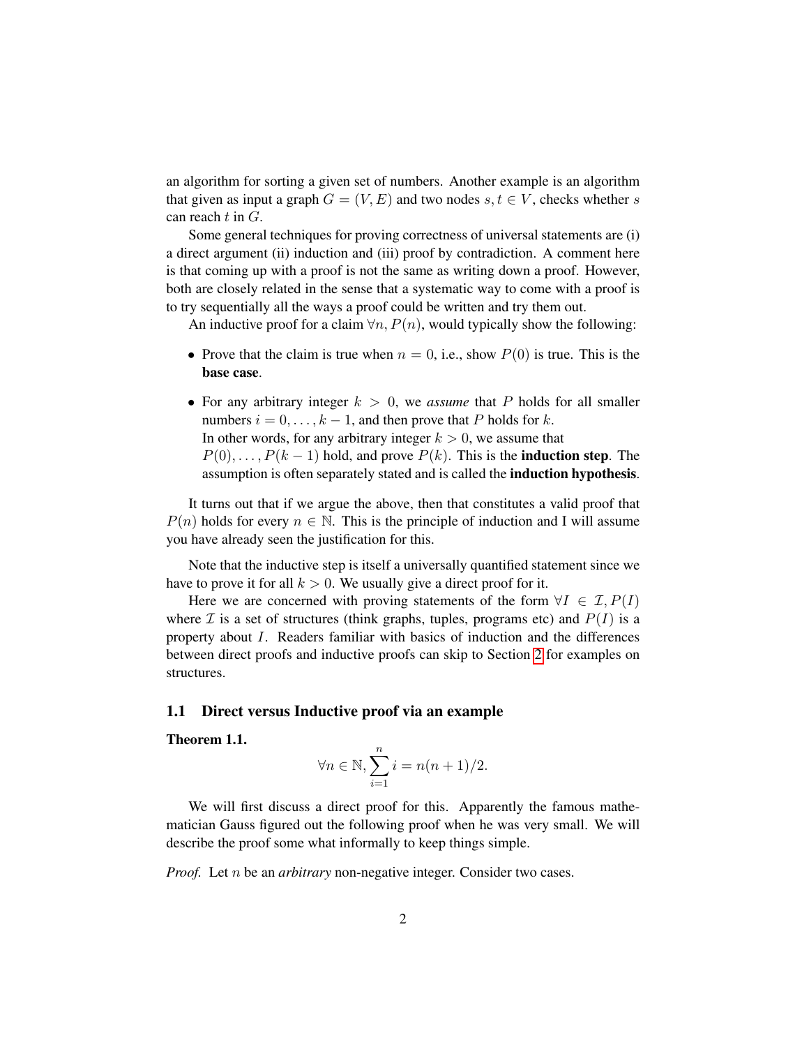an algorithm for sorting a given set of numbers. Another example is an algorithm that given as input a graph $G = (V, E)$ and two nodes $s, t \in V$, checks whether $s$ can reach $t$ in $G$.

Some general techniques for proving correctness of universal statements are (i) a direct argument (ii) induction and (iii) proof by contradiction. A comment here is that coming up with a proof is not the same as writing down a proof. However, both are closely related in the sense that a systematic way to come with a proof is to try sequentially all the ways a proof could be written and try them out.

An inductive proof for a claim $\forall n, P(n)$, would typically show the following:

- Prove that the claim is true when $n = 0$, i.e., show $P(0)$ is true. This is the **base case**.
- For any arbitrary integer $k > 0$, we *assume* that $P$ holds for all smaller numbers $i = 0, \ldots, k-1$, and then prove that $P$ holds for $k$.
  In other words, for any arbitrary integer $k > 0$, we assume that $P(0), \ldots, P(k-1)$ hold, and prove $P(k)$. This is the **induction step**. The assumption is often separately stated and is called the **induction hypothesis**.

It turns out that if we argue the above, then that constitutes a valid proof that $P(n)$ holds for every $n \in \mathbb{N}$. This is the principle of induction and I will assume you have already seen the justification for this.

Note that the inductive step is itself a universally quantified statement since we have to prove it for all $k > 0$. We usually give a direct proof for it.

Here we are concerned with proving statements of the form $\forall I \in \mathcal{I}, P(I)$ where $\mathcal{I}$ is a set of structures (think graphs, tuples, programs etc) and $P(I)$ is a property about $I$. Readers familiar with basics of induction and the differences between direct proofs and inductive proofs can skip to Section 2 for examples on structures.

### 1.1 Direct versus Inductive proof via an example

**Theorem 1.1.**

$$\forall n \in \mathbb{N}, \sum_{i=1}^{n} i = n(n+1)/2.$$

We will first discuss a direct proof for this. Apparently the famous mathematician Gauss figured out the following proof when he was very small. We will describe the proof some what informally to keep things simple.

*Proof.* Let $n$ be an *arbitrary* non-negative integer. Consider two cases.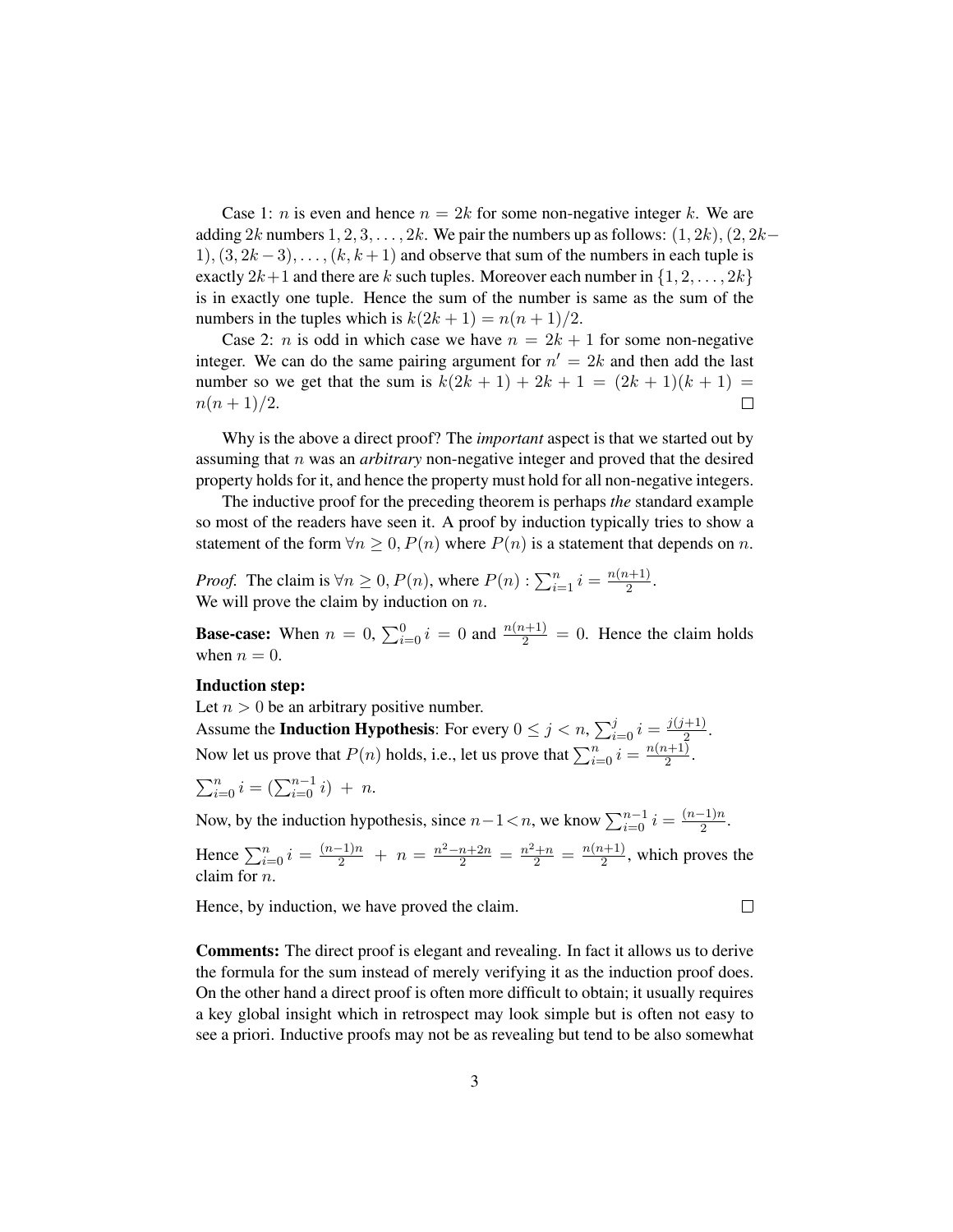Case 1: $n$ is even and hence $n = 2k$ for some non-negative integer $k$. We are adding $2k$ numbers $1, 2, 3, \ldots, 2k$. We pair the numbers up as follows: $(1, 2k), (2, 2k-1), (3, 2k-3), \ldots, (k, k+1)$ and observe that sum of the numbers in each tuple is exactly $2k+1$ and there are $k$ such tuples. Moreover each number in $\{1, 2, \ldots, 2k\}$ is in exactly one tuple. Hence the sum of the number is same as the sum of the numbers in the tuples which is $k(2k+1) = n(n+1)/2$.

Case 2: $n$ is odd in which case we have $n = 2k+1$ for some non-negative integer. We can do the same pairing argument for $n' = 2k$ and then add the last number so we get that the sum is $k(2k+1) + 2k + 1 = (2k+1)(k+1) = n(n+1)/2$. □

Why is the above a direct proof? The *important* aspect is that we started out by assuming that $n$ was an *arbitrary* non-negative integer and proved that the desired property holds for it, and hence the property must hold for all non-negative integers.

The inductive proof for the preceding theorem is perhaps *the* standard example so most of the readers have seen it. A proof by induction typically tries to show a statement of the form $\forall n \geq 0, P(n)$ where $P(n)$ is a statement that depends on $n$.

*Proof.* The claim is $\forall n \geq 0, P(n)$, where $P(n) : \sum_{i=1}^{n} i = \frac{n(n+1)}{2}$.
We will prove the claim by induction on $n$.

**Base-case:** When $n = 0$, $\sum_{i=0}^{0} i = 0$ and $\frac{n(n+1)}{2} = 0$. Hence the claim holds when $n = 0$.

**Induction step:**
Let $n > 0$ be an arbitrary positive number.
Assume the **Induction Hypothesis**: For every $0 \leq j < n$, $\sum_{i=0}^{j} i = \frac{j(j+1)}{2}$.
Now let us prove that $P(n)$ holds, i.e., let us prove that $\sum_{i=0}^{n} i = \frac{n(n+1)}{2}$.

$\sum_{i=0}^{n} i = (\sum_{i=0}^{n-1} i) + n$.

Now, by the induction hypothesis, since $n-1 < n$, we know $\sum_{i=0}^{n-1} i = \frac{(n-1)n}{2}$.

Hence $\sum_{i=0}^{n} i = \frac{(n-1)n}{2} + n = \frac{n^2-n+2n}{2} = \frac{n^2+n}{2} = \frac{n(n+1)}{2}$, which proves the claim for $n$.

Hence, by induction, we have proved the claim. □

**Comments:** The direct proof is elegant and revealing. In fact it allows us to derive the formula for the sum instead of merely verifying it as the induction proof does. On the other hand a direct proof is often more difficult to obtain; it usually requires a key global insight which in retrospect may look simple but is often not easy to see a priori. Inductive proofs may not be as revealing but tend to be also somewhat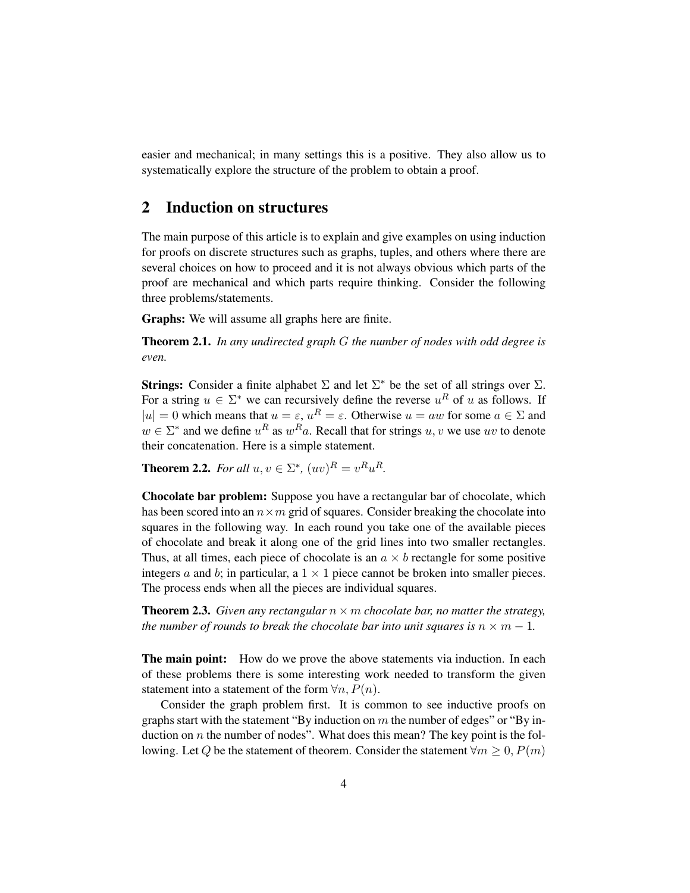easier and mechanical; in many settings this is a positive. They also allow us to systematically explore the structure of the problem to obtain a proof.

## 2 Induction on structures

The main purpose of this article is to explain and give examples on using induction for proofs on discrete structures such as graphs, tuples, and others where there are several choices on how to proceed and it is not always obvious which parts of the proof are mechanical and which parts require thinking. Consider the following three problems/statements.

**Graphs:** We will assume all graphs here are finite.

**Theorem 2.1.** *In any undirected graph $G$ the number of nodes with odd degree is even.*

**Strings:** Consider a finite alphabet $\Sigma$ and let $\Sigma^*$ be the set of all strings over $\Sigma$. For a string $u \in \Sigma^*$ we can recursively define the reverse $u^R$ of $u$ as follows. If $|u| = 0$ which means that $u = \varepsilon$, $u^R = \varepsilon$. Otherwise $u = aw$ for some $a \in \Sigma$ and $w \in \Sigma^*$ and we define $u^R$ as $w^R a$. Recall that for strings $u, v$ we use $uv$ to denote their concatenation. Here is a simple statement.

**Theorem 2.2.** *For all $u, v \in \Sigma^*$, $(uv)^R = v^R u^R$.*

**Chocolate bar problem:** Suppose you have a rectangular bar of chocolate, which has been scored into an $n \times m$ grid of squares. Consider breaking the chocolate into squares in the following way. In each round you take one of the available pieces of chocolate and break it along one of the grid lines into two smaller rectangles. Thus, at all times, each piece of chocolate is an $a \times b$ rectangle for some positive integers $a$ and $b$; in particular, a $1 \times 1$ piece cannot be broken into smaller pieces. The process ends when all the pieces are individual squares.

**Theorem 2.3.** *Given any rectangular $n \times m$ chocolate bar, no matter the strategy, the number of rounds to break the chocolate bar into unit squares is $n \times m - 1$.*

**The main point:** How do we prove the above statements via induction. In each of these problems there is some interesting work needed to transform the given statement into a statement of the form $\forall n, P(n)$.

Consider the graph problem first. It is common to see inductive proofs on graphs start with the statement "By induction on $m$ the number of edges" or "By induction on $n$ the number of nodes". What does this mean? The key point is the following. Let $Q$ be the statement of theorem. Consider the statement $\forall m \geq 0, P(m)$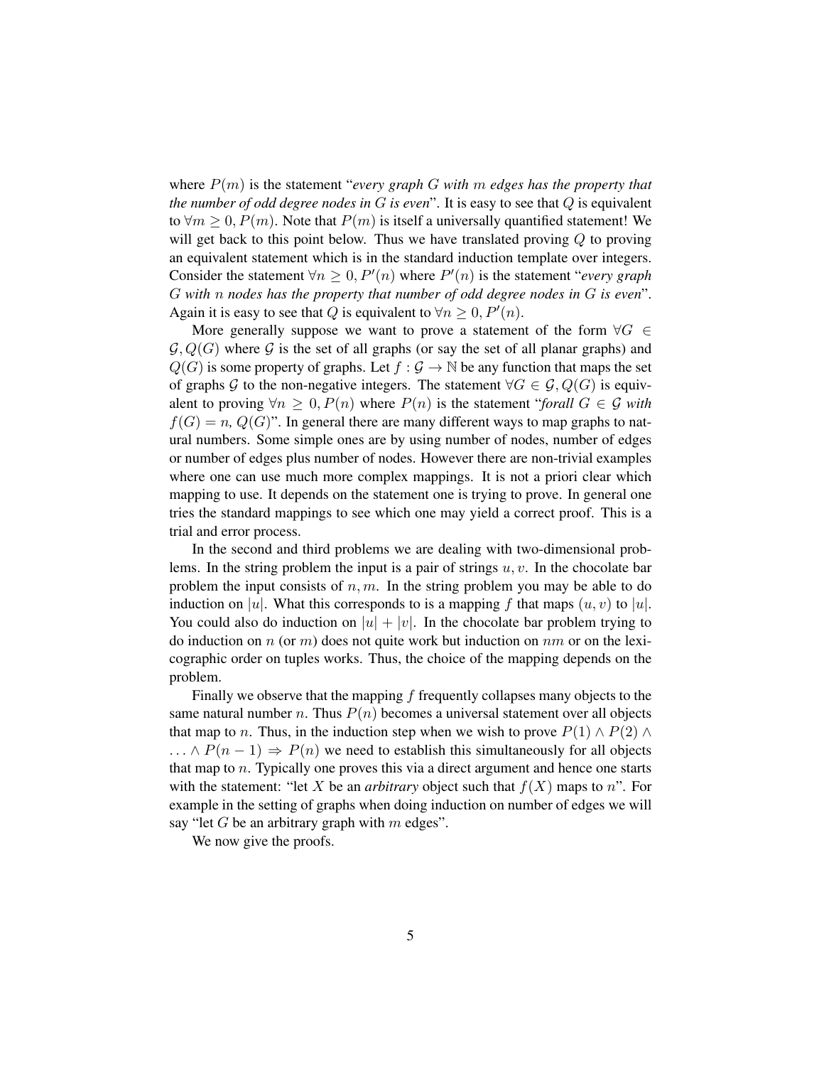where $P(m)$ is the statement "*every graph $G$ with $m$ edges has the property that the number of odd degree nodes in $G$ is even*". It is easy to see that $Q$ is equivalent to $\forall m \geq 0, P(m)$. Note that $P(m)$ is itself a universally quantified statement! We will get back to this point below. Thus we have translated proving $Q$ to proving an equivalent statement which is in the standard induction template over integers. Consider the statement $\forall n \geq 0, P'(n)$ where $P'(n)$ is the statement "*every graph $G$ with $n$ nodes has the property that number of odd degree nodes in $G$ is even*". Again it is easy to see that $Q$ is equivalent to $\forall n \geq 0, P'(n)$.

More generally suppose we want to prove a statement of the form $\forall G \in \mathcal{G}, Q(G)$ where $\mathcal{G}$ is the set of all graphs (or say the set of all planar graphs) and $Q(G)$ is some property of graphs. Let $f : \mathcal{G} \to \mathbb{N}$ be any function that maps the set of graphs $\mathcal{G}$ to the non-negative integers. The statement $\forall G \in \mathcal{G}, Q(G)$ is equivalent to proving $\forall n \geq 0, P(n)$ where $P(n)$ is the statement "*forall $G \in \mathcal{G}$ with $f(G) = n$, $Q(G)$*". In general there are many different ways to map graphs to natural numbers. Some simple ones are by using number of nodes, number of edges or number of edges plus number of nodes. However there are non-trivial examples where one can use much more complex mappings. It is not a priori clear which mapping to use. It depends on the statement one is trying to prove. In general one tries the standard mappings to see which one may yield a correct proof. This is a trial and error process.

In the second and third problems we are dealing with two-dimensional problems. In the string problem the input is a pair of strings $u, v$. In the chocolate bar problem the input consists of $n, m$. In the string problem you may be able to do induction on $|u|$. What this corresponds to is a mapping $f$ that maps $(u, v)$ to $|u|$. You could also do induction on $|u| + |v|$. In the chocolate bar problem trying to do induction on $n$ (or $m$) does not quite work but induction on $nm$ or on the lexicographic order on tuples works. Thus, the choice of the mapping depends on the problem.

Finally we observe that the mapping $f$ frequently collapses many objects to the same natural number $n$. Thus $P(n)$ becomes a universal statement over all objects that map to $n$. Thus, in the induction step when we wish to prove $P(1) \wedge P(2) \wedge \ldots \wedge P(n-1) \Rightarrow P(n)$ we need to establish this simultaneously for all objects that map to $n$. Typically one proves this via a direct argument and hence one starts with the statement: "let $X$ be an *arbitrary* object such that $f(X)$ maps to $n$". For example in the setting of graphs when doing induction on number of edges we will say "let $G$ be an arbitrary graph with $m$ edges".

We now give the proofs.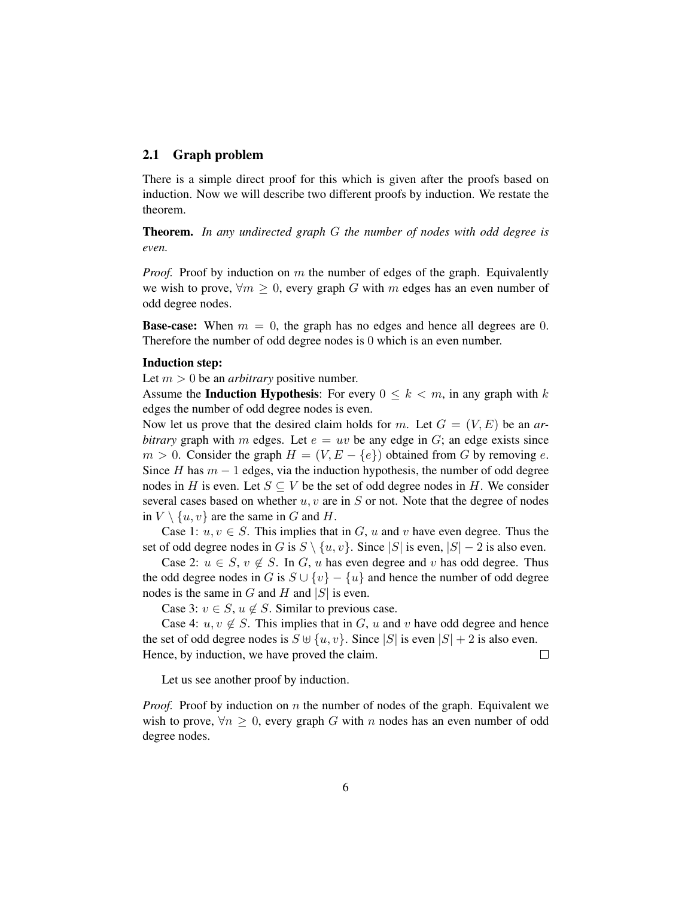### 2.1 Graph problem

There is a simple direct proof for this which is given after the proofs based on induction. Now we will describe two different proofs by induction. We restate the theorem.

**Theorem.** *In any undirected graph $G$ the number of nodes with odd degree is even.*

*Proof.* Proof by induction on $m$ the number of edges of the graph. Equivalently we wish to prove, $\forall m \geq 0$, every graph $G$ with $m$ edges has an even number of odd degree nodes.

**Base-case:** When $m = 0$, the graph has no edges and hence all degrees are 0. Therefore the number of odd degree nodes is 0 which is an even number.

**Induction step:**
Let $m > 0$ be an *arbitrary* positive number.
Assume the **Induction Hypothesis**: For every $0 \leq k < m$, in any graph with $k$ edges the number of odd degree nodes is even.
Now let us prove that the desired claim holds for $m$. Let $G = (V, E)$ be an *arbitrary* graph with $m$ edges. Let $e = uv$ be any edge in $G$; an edge exists since $m > 0$. Consider the graph $H = (V, E - \{e\})$ obtained from $G$ by removing $e$. Since $H$ has $m - 1$ edges, via the induction hypothesis, the number of odd degree nodes in $H$ is even. Let $S \subseteq V$ be the set of odd degree nodes in $H$. We consider several cases based on whether $u, v$ are in $S$ or not. Note that the degree of nodes in $V \setminus \{u, v\}$ are the same in $G$ and $H$.

Case 1: $u, v \in S$. This implies that in $G$, $u$ and $v$ have even degree. Thus the set of odd degree nodes in $G$ is $S \setminus \{u, v\}$. Since $|S|$ is even, $|S| - 2$ is also even.

Case 2: $u \in S$, $v \notin S$. In $G$, $u$ has even degree and $v$ has odd degree. Thus the odd degree nodes in $G$ is $S \cup \{v\} - \{u\}$ and hence the number of odd degree nodes is the same in $G$ and $H$ and $|S|$ is even.

Case 3: $v \in S$, $u \notin S$. Similar to previous case.

Case 4: $u, v \notin S$. This implies that in $G$, $u$ and $v$ have odd degree and hence the set of odd degree nodes is $S \uplus \{u, v\}$. Since $|S|$ is even $|S| + 2$ is also even.
Hence, by induction, we have proved the claim. $\square$

Let us see another proof by induction.

*Proof.* Proof by induction on $n$ the number of nodes of the graph. Equivalent we wish to prove, $\forall n \geq 0$, every graph $G$ with $n$ nodes has an even number of odd degree nodes.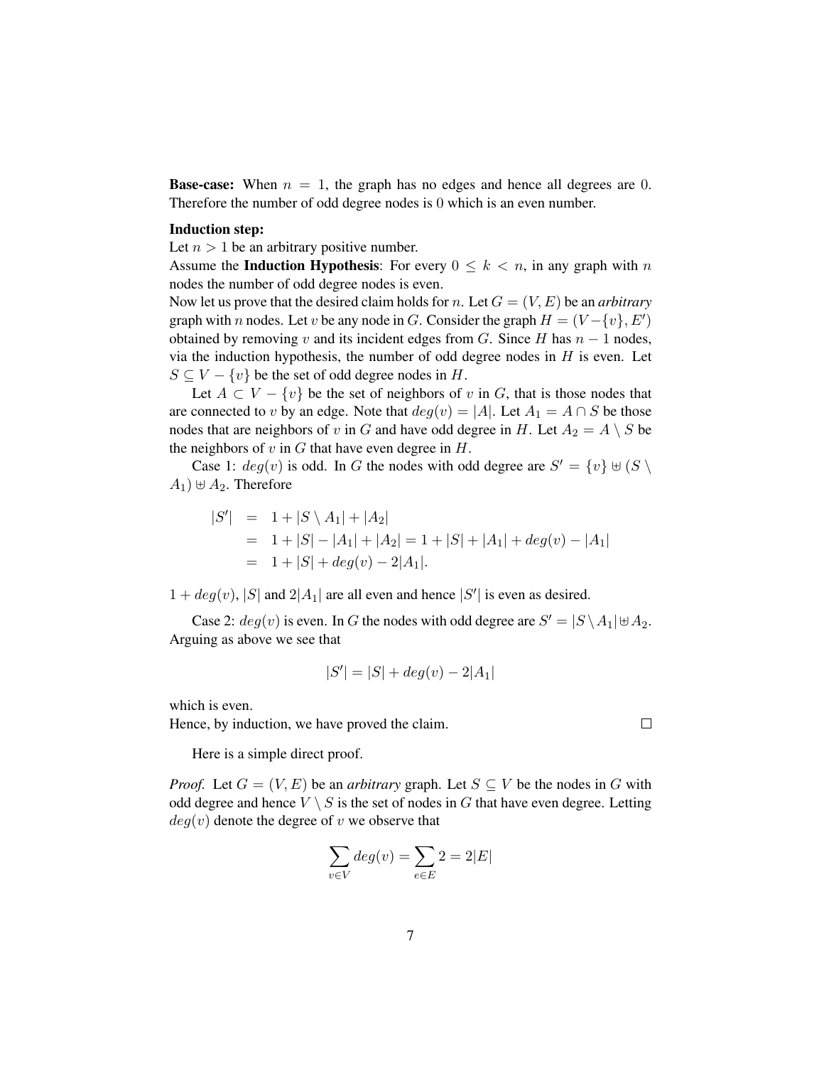**Base-case:** When $n = 1$, the graph has no edges and hence all degrees are 0. Therefore the number of odd degree nodes is 0 which is an even number.

**Induction step:**

Let $n > 1$ be an arbitrary positive number.

Assume the **Induction Hypothesis**: For every $0 \leq k < n$, in any graph with $n$ nodes the number of odd degree nodes is even.

Now let us prove that the desired claim holds for $n$. Let $G = (V, E)$ be an *arbitrary* graph with $n$ nodes. Let $v$ be any node in $G$. Consider the graph $H = (V - \{v\}, E')$ obtained by removing $v$ and its incident edges from $G$. Since $H$ has $n - 1$ nodes, via the induction hypothesis, the number of odd degree nodes in $H$ is even. Let $S \subseteq V - \{v\}$ be the set of odd degree nodes in $H$.

Let $A \subset V - \{v\}$ be the set of neighbors of $v$ in $G$, that is those nodes that are connected to $v$ by an edge. Note that $deg(v) = |A|$. Let $A_1 = A \cap S$ be those nodes that are neighbors of $v$ in $G$ and have odd degree in $H$. Let $A_2 = A \setminus S$ be the neighbors of $v$ in $G$ that have even degree in $H$.

Case 1: $deg(v)$ is odd. In $G$ the nodes with odd degree are $S' = \{v\} \uplus (S \setminus A_1) \uplus A_2$. Therefore

$$
\begin{aligned}
|S'| &= 1 + |S \setminus A_1| + |A_2| \\
&= 1 + |S| - |A_1| + |A_2| = 1 + |S| + |A_1| + deg(v) - |A_1| \\
&= 1 + |S| + deg(v) - 2|A_1|.
\end{aligned}
$$

$1 + deg(v)$, $|S|$ and $2|A_1|$ are all even and hence $|S'|$ is even as desired.

Case 2: $deg(v)$ is even. In $G$ the nodes with odd degree are $S' = |S \setminus A_1| \uplus A_2$. Arguing as above we see that

$$|S'| = |S| + deg(v) - 2|A_1|$$

which is even.

Hence, by induction, we have proved the claim. □

Here is a simple direct proof.

*Proof.* Let $G = (V, E)$ be an *arbitrary* graph. Let $S \subseteq V$ be the nodes in $G$ with odd degree and hence $V \setminus S$ is the set of nodes in $G$ that have even degree. Letting $deg(v)$ denote the degree of $v$ we observe that

$$\sum_{v \in V} deg(v) = \sum_{e \in E} 2 = 2|E|$$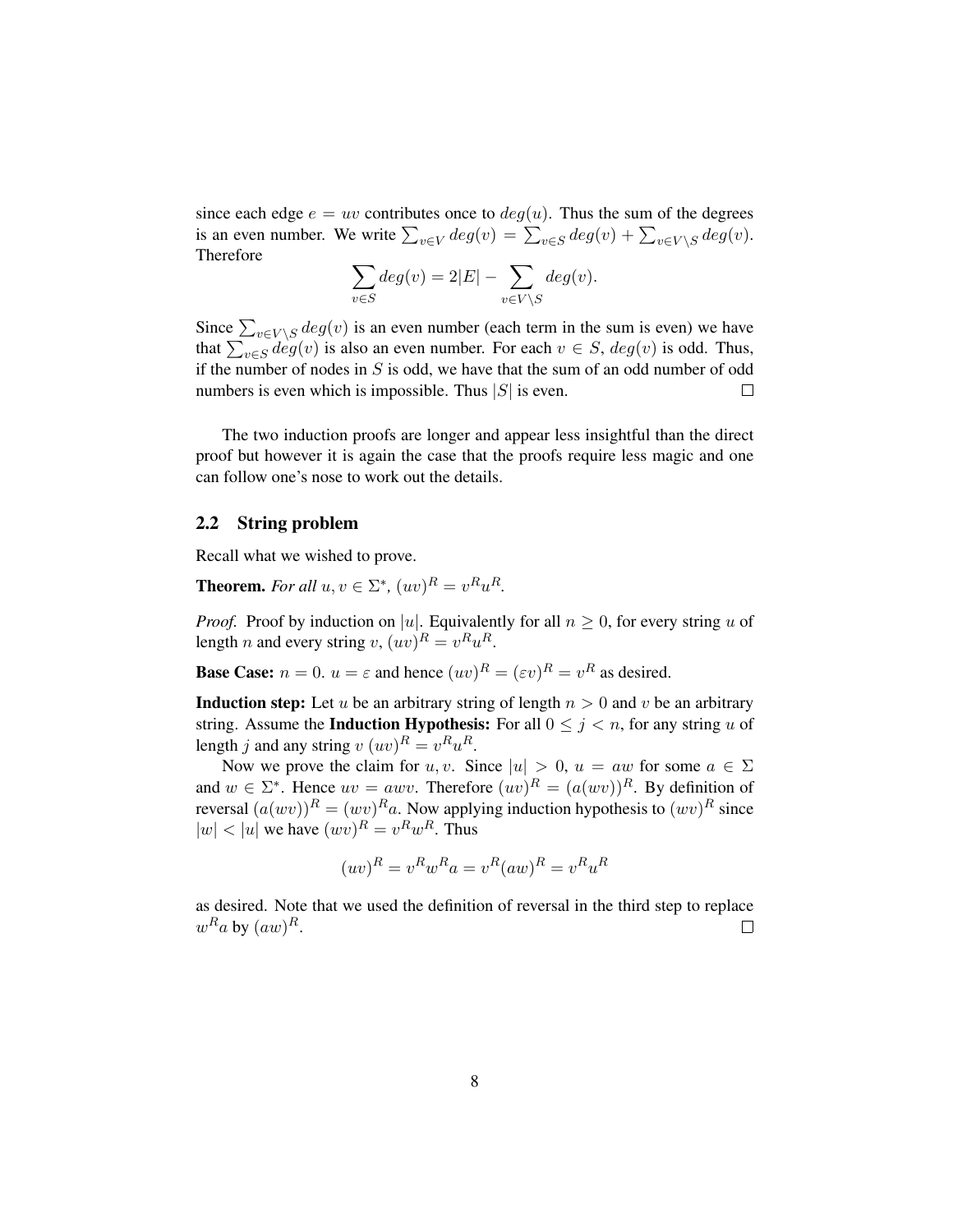since each edge $e = uv$ contributes once to $deg(u)$. Thus the sum of the degrees is an even number. We write $\sum_{v \in V} deg(v) = \sum_{v \in S} deg(v) + \sum_{v \in V \setminus S} deg(v)$. Therefore

$$\sum_{v \in S} deg(v) = 2|E| - \sum_{v \in V \setminus S} deg(v).$$

Since $\sum_{v \in V \setminus S} deg(v)$ is an even number (each term in the sum is even) we have that $\sum_{v \in S} deg(v)$ is also an even number. For each $v \in S$, $deg(v)$ is odd. Thus, if the number of nodes in $S$ is odd, we have that the sum of an odd number of odd numbers is even which is impossible. Thus $|S|$ is even. □

The two induction proofs are longer and appear less insightful than the direct proof but however it is again the case that the proofs require less magic and one can follow one's nose to work out the details.

## 2.2 String problem

Recall what we wished to prove.

**Theorem.** *For all $u, v \in \Sigma^*$, $(uv)^R = v^R u^R$.*

*Proof.* Proof by induction on $|u|$. Equivalently for all $n \geq 0$, for every string $u$ of length $n$ and every string $v$, $(uv)^R = v^R u^R$.

**Base Case:** $n = 0$. $u = \varepsilon$ and hence $(uv)^R = (\varepsilon v)^R = v^R$ as desired.

**Induction step:** Let $u$ be an arbitrary string of length $n > 0$ and $v$ be an arbitrary string. Assume the **Induction Hypothesis:** For all $0 \leq j < n$, for any string $u$ of length $j$ and any string $v$ $(uv)^R = v^R u^R$.

Now we prove the claim for $u, v$. Since $|u| > 0$, $u = aw$ for some $a \in \Sigma$ and $w \in \Sigma^*$. Hence $uv = awv$. Therefore $(uv)^R = (a(wv))^R$. By definition of reversal $(a(wv))^R = (wv)^R a$. Now applying induction hypothesis to $(wv)^R$ since $|w| < |u|$ we have $(wv)^R = v^R w^R$. Thus

$$(uv)^R = v^R w^R a = v^R (aw)^R = v^R u^R$$

as desired. Note that we used the definition of reversal in the third step to replace $w^R a$ by $(aw)^R$. □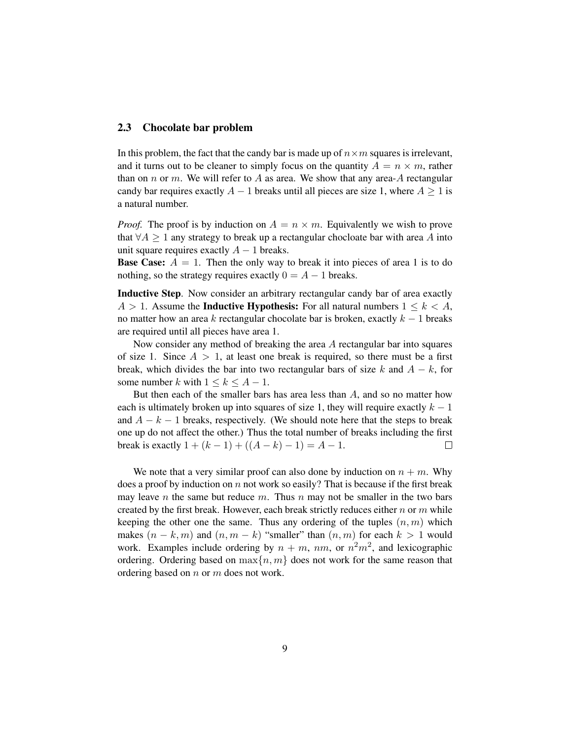### 2.3 Chocolate bar problem

In this problem, the fact that the candy bar is made up of $n \times m$ squares is irrelevant, and it turns out to be cleaner to simply focus on the quantity $A = n \times m$, rather than on $n$ or $m$. We will refer to $A$ as area. We show that any area-$A$ rectangular candy bar requires exactly $A - 1$ breaks until all pieces are size 1, where $A \geq 1$ is a natural number.

*Proof.* The proof is by induction on $A = n \times m$. Equivalently we wish to prove that $\forall A \geq 1$ any strategy to break up a rectangular chocloate bar with area $A$ into unit square requires exactly $A - 1$ breaks.

**Base Case:** $A = 1$. Then the only way to break it into pieces of area 1 is to do nothing, so the strategy requires exactly $0 = A - 1$ breaks.

**Inductive Step**. Now consider an arbitrary rectangular candy bar of area exactly $A > 1$. Assume the **Inductive Hypothesis:** For all natural numbers $1 \leq k < A$, no matter how an area $k$ rectangular chocolate bar is broken, exactly $k - 1$ breaks are required until all pieces have area 1.

Now consider any method of breaking the area $A$ rectangular bar into squares of size 1. Since $A > 1$, at least one break is required, so there must be a first break, which divides the bar into two rectangular bars of size $k$ and $A - k$, for some number $k$ with $1 \leq k \leq A - 1$.

But then each of the smaller bars has area less than $A$, and so no matter how each is ultimately broken up into squares of size 1, they will require exactly $k - 1$ and $A - k - 1$ breaks, respectively. (We should note here that the steps to break one up do not affect the other.) Thus the total number of breaks including the first break is exactly $1 + (k - 1) + ((A - k) - 1) = A - 1$. □

We note that a very similar proof can also done by induction on $n + m$. Why does a proof by induction on $n$ not work so easily? That is because if the first break may leave $n$ the same but reduce $m$. Thus $n$ may not be smaller in the two bars created by the first break. However, each break strictly reduces either $n$ or $m$ while keeping the other one the same. Thus any ordering of the tuples $(n, m)$ which makes $(n - k, m)$ and $(n, m - k)$ "smaller" than $(n, m)$ for each $k > 1$ would work. Examples include ordering by $n + m$, $nm$, or $n^2 m^2$, and lexicographic ordering. Ordering based on $\max\{n, m\}$ does not work for the same reason that ordering based on $n$ or $m$ does not work.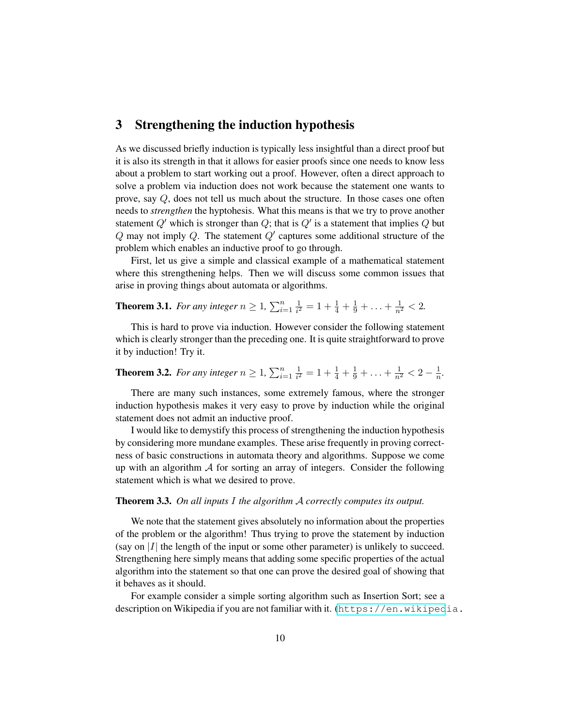## 3 Strengthening the induction hypothesis

As we discussed briefly induction is typically less insightful than a direct proof but it is also its strength in that it allows for easier proofs since one needs to know less about a problem to start working out a proof. However, often a direct approach to solve a problem via induction does not work because the statement one wants to prove, say $Q$, does not tell us much about the structure. In those cases one often needs to *strengthen* the hyptohesis. What this means is that we try to prove another statement $Q'$ which is stronger than $Q$; that is $Q'$ is a statement that implies $Q$ but $Q$ may not imply $Q$. The statement $Q'$ captures some additional structure of the problem which enables an inductive proof to go through.

First, let us give a simple and classical example of a mathematical statement where this strengthening helps. Then we will discuss some common issues that arise in proving things about automata or algorithms.

**Theorem 3.1.** *For any integer $n \geq 1$, $\sum_{i=1}^{n} \frac{1}{i^2} = 1 + \frac{1}{4} + \frac{1}{9} + \ldots + \frac{1}{n^2} < 2$.*

This is hard to prove via induction. However consider the following statement which is clearly stronger than the preceding one. It is quite straightforward to prove it by induction! Try it.

**Theorem 3.2.** *For any integer $n \geq 1$, $\sum_{i=1}^{n} \frac{1}{i^2} = 1 + \frac{1}{4} + \frac{1}{9} + \ldots + \frac{1}{n^2} < 2 - \frac{1}{n}$.*

There are many such instances, some extremely famous, where the stronger induction hypothesis makes it very easy to prove by induction while the original statement does not admit an inductive proof.

I would like to demystify this process of strengthening the induction hypothesis by considering more mundane examples. These arise frequently in proving correctness of basic constructions in automata theory and algorithms. Suppose we come up with an algorithm $\mathcal{A}$ for sorting an array of integers. Consider the following statement which is what we desired to prove.

**Theorem 3.3.** *On all inputs $I$ the algorithm $\mathcal{A}$ correctly computes its output.*

We note that the statement gives absolutely no information about the properties of the problem or the algorithm! Thus trying to prove the statement by induction (say on $|I|$ the length of the input or some other parameter) is unlikely to succeed. Strengthening here simply means that adding some specific properties of the actual algorithm into the statement so that one can prove the desired goal of showing that it behaves as it should.

For example consider a simple sorting algorithm such as Insertion Sort; see a description on Wikipedia if you are not familiar with it. (https://en.wikipedia.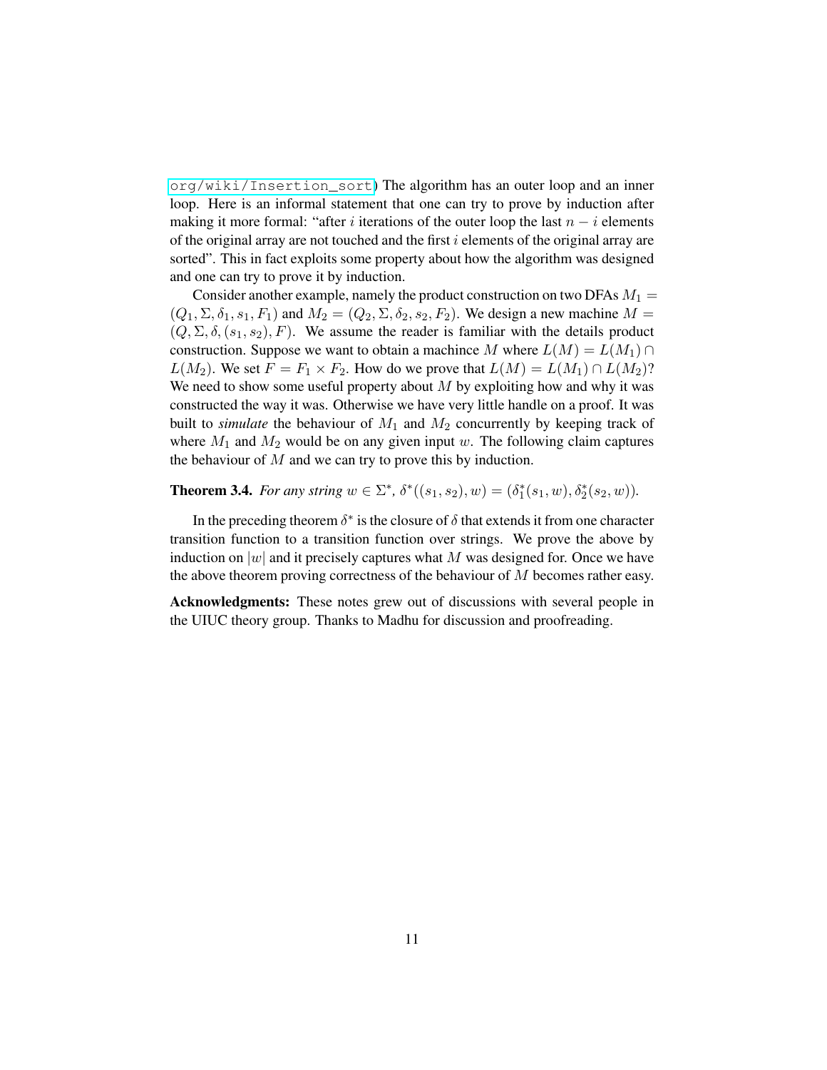org/wiki/Insertion_sort) The algorithm has an outer loop and an inner loop. Here is an informal statement that one can try to prove by induction after making it more formal: "after $i$ iterations of the outer loop the last $n - i$ elements of the original array are not touched and the first $i$ elements of the original array are sorted". This in fact exploits some property about how the algorithm was designed and one can try to prove it by induction.

Consider another example, namely the product construction on two DFAs $M_1 = (Q_1, \Sigma, \delta_1, s_1, F_1)$ and $M_2 = (Q_2, \Sigma, \delta_2, s_2, F_2)$. We design a new machine $M = (Q, \Sigma, \delta, (s_1, s_2), F)$. We assume the reader is familiar with the details product construction. Suppose we want to obtain a machince $M$ where $L(M) = L(M_1) \cap L(M_2)$. We set $F = F_1 \times F_2$. How do we prove that $L(M) = L(M_1) \cap L(M_2)$? We need to show some useful property about $M$ by exploiting how and why it was constructed the way it was. Otherwise we have very little handle on a proof. It was built to *simulate* the behaviour of $M_1$ and $M_2$ concurrently by keeping track of where $M_1$ and $M_2$ would be on any given input $w$. The following claim captures the behaviour of $M$ and we can try to prove this by induction.

**Theorem 3.4.** *For any string $w \in \Sigma^*$, $\delta^*((s_1, s_2), w) = (\delta_1^*(s_1, w), \delta_2^*(s_2, w))$.*

In the preceding theorem $\delta^*$ is the closure of $\delta$ that extends it from one character transition function to a transition function over strings. We prove the above by induction on $|w|$ and it precisely captures what $M$ was designed for. Once we have the above theorem proving correctness of the behaviour of $M$ becomes rather easy.

**Acknowledgments:** These notes grew out of discussions with several people in the UIUC theory group. Thanks to Madhu for discussion and proofreading.